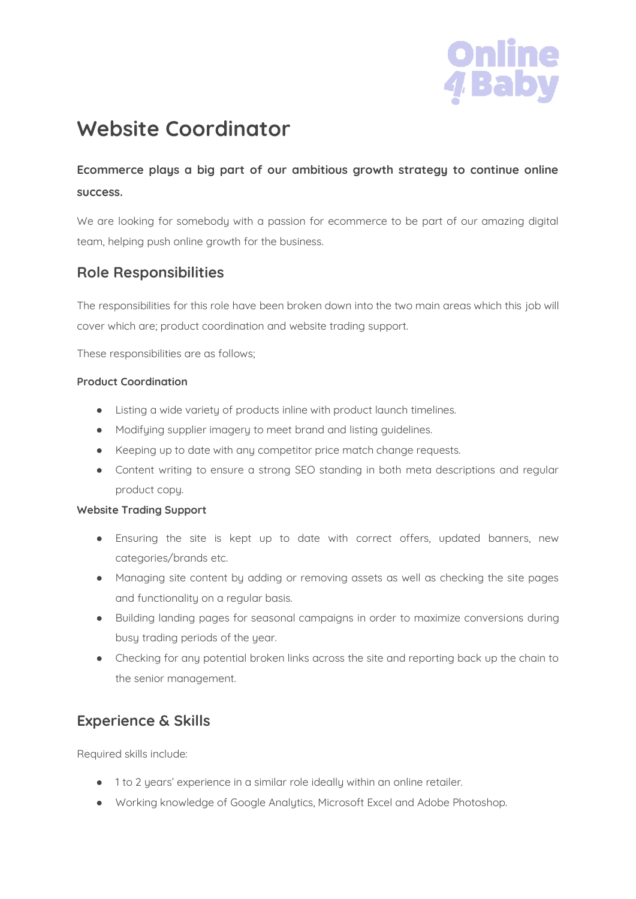# Website Coordinator

**Ecommerce plays a big part of our ambitious growth strategy to continue online success.**

We are looking for somebody with a passion for ecommerce to be part of our amazing digital team, helping push online growth for the business.

## Role Responsibilities

The responsibilities for this role have been broken down into the two main areas which this job will cover which are; product coordination and website trading support.

These responsibilities are as follows;

#### Product Coordination

- Listing a wide variety of products inline with product launch timelines.
- Modifying supplier imagery to meet brand and listing guidelines.
- Keeping up to date with any competitor price match change requests.
- Content writing to ensure a strong SEO standing in both meta descriptions and regular product copy.

#### Website Trading Support

- Ensuring the site is kept up to date with correct offers, updated banners, new categories/brands etc.
- Managing site content by adding or removing assets as well as checking the site pages and functionality on a regular basis.
- Building landing pages for seasonal campaigns in order to maximize conversions during busy trading periods of the year.
- Checking for any potential broken links across the site and reporting back up the chain to the senior management.

## Experience & Skills

Required skills include:

- 1 to 2 years' experience in a similar role ideally within an online retailer.
- Working knowledge of Google Analytics, Microsoft Excel and Adobe Photoshop.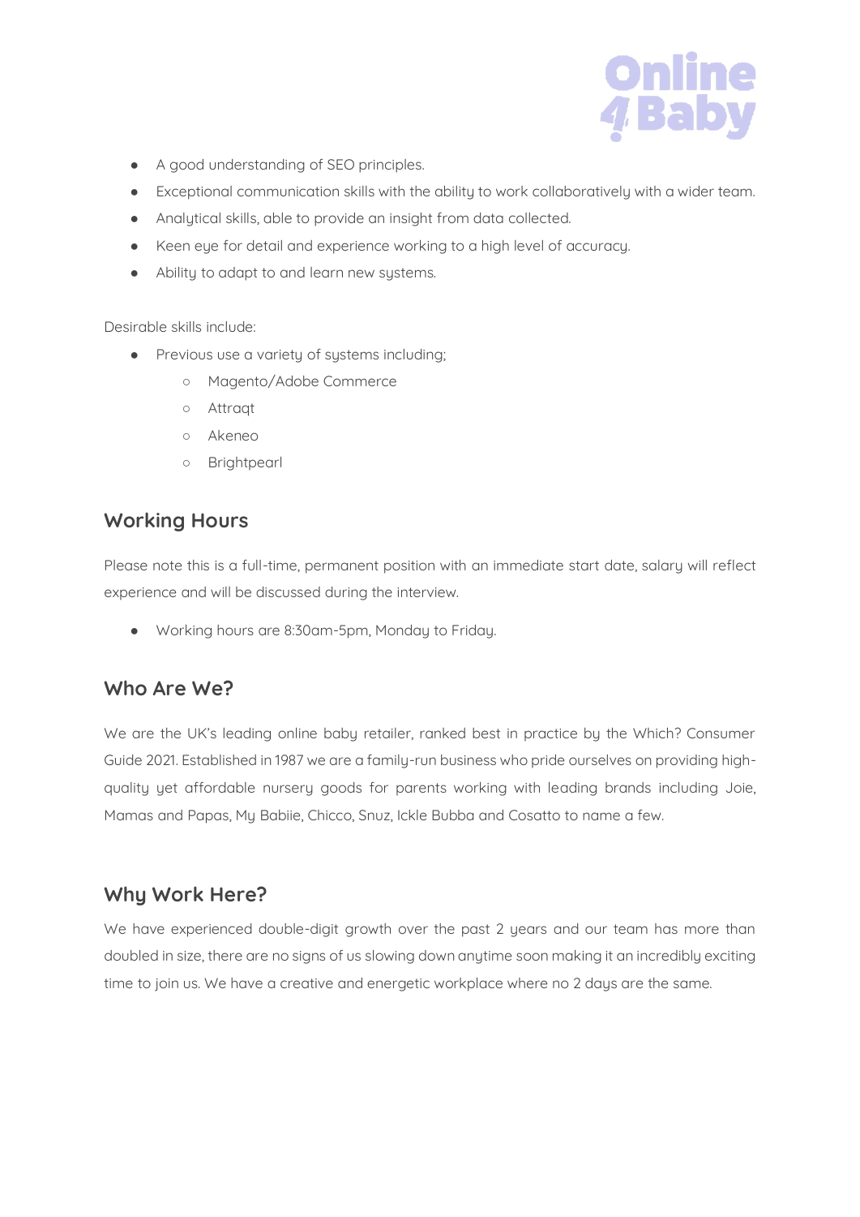- A good understanding of SEO principles.
- Exceptional communication skills with the ability to work collaboratively with a wider team.
- Analytical skills, able to provide an insight from data collected.
- Keen eye for detail and experience working to a high level of accuracy.
- Ability to adapt to and learn new systems.

Desirable skills include:

- Previous use a variety of systems including;
  - Magento/Adobe Commerce
  - Attraqt
  - Akeneo
  - Brightpearl

## Working Hours

Please note this is a full-time, permanent position with an immediate start date, salary will reflect experience and will be discussed during the interview.

- Working hours are 8:30am-5pm, Monday to Friday.

## Who Are We?

We are the UK's leading online baby retailer, ranked best in practice by the Which? Consumer Guide 2021. Established in 1987 we are a family-run business who pride ourselves on providing high-quality yet affordable nursery goods for parents working with leading brands including Joie, Mamas and Papas, My Babiie, Chicco, Snuz, Ickle Bubba and Cosatto to name a few.

## Why Work Here?

We have experienced double-digit growth over the past 2 years and our team has more than doubled in size, there are no signs of us slowing down anytime soon making it an incredibly exciting time to join us. We have a creative and energetic workplace where no 2 days are the same.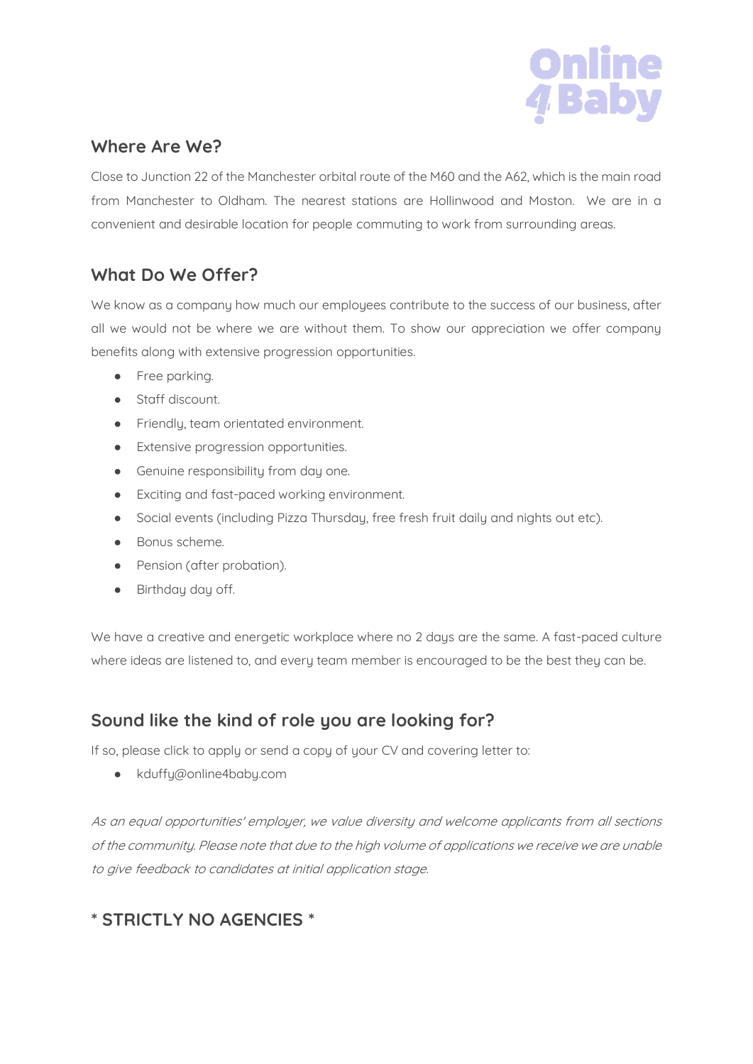## Where Are We?

Close to Junction 22 of the Manchester orbital route of the M60 and the A62, which is the main road from Manchester to Oldham. The nearest stations are Hollinwood and Moston. We are in a convenient and desirable location for people commuting to work from surrounding areas.

## What Do We Offer?

We know as a company how much our employees contribute to the success of our business, after all we would not be where we are without them. To show our appreciation we offer company benefits along with extensive progression opportunities.

- Free parking.
- Staff discount.
- Friendly, team orientated environment.
- Extensive progression opportunities.
- Genuine responsibility from day one.
- Exciting and fast-paced working environment.
- Social events (including Pizza Thursday, free fresh fruit daily and nights out etc).
- Bonus scheme.
- Pension (after probation).
- Birthday day off.

We have a creative and energetic workplace where no 2 days are the same. A fast-paced culture where ideas are listened to, and every team member is encouraged to be the best they can be.

## Sound like the kind of role you are looking for?

If so, please click to apply or send a copy of your CV and covering letter to:

- kduffy@online4baby.com

*As an equal opportunities' employer, we value diversity and welcome applicants from all sections of the community. Please note that due to the high volume of applications we receive we are unable to give feedback to candidates at initial application stage.*

## * STRICTLY NO AGENCIES *